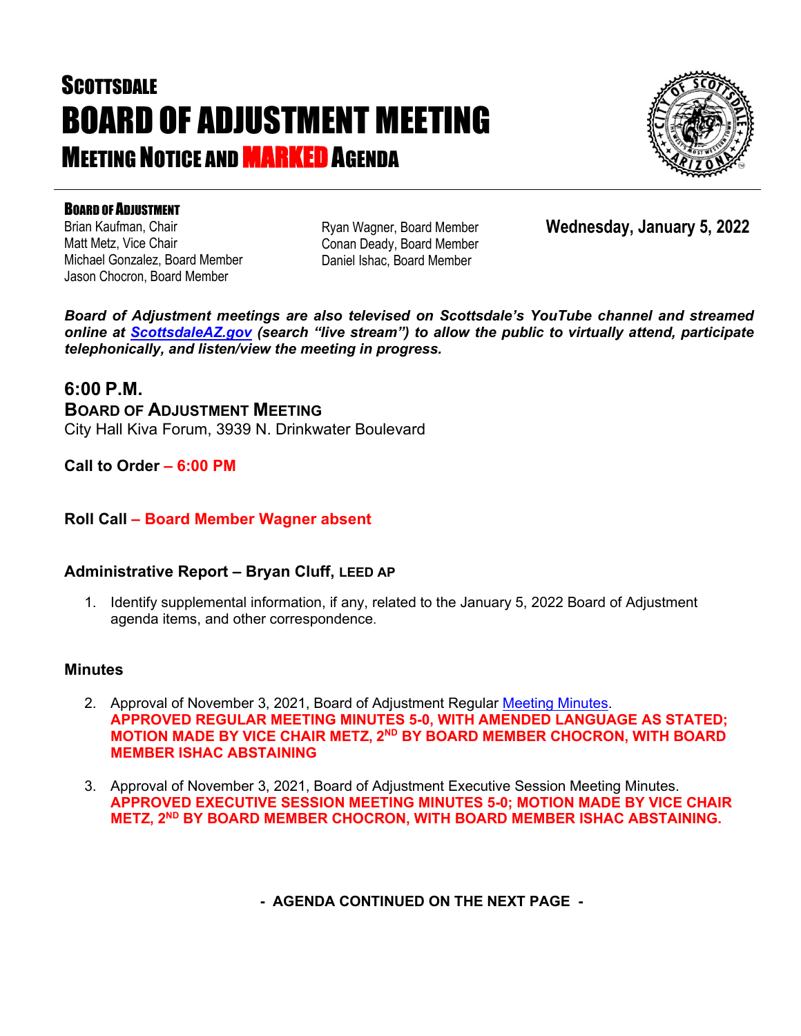# SCOTTSDALE
# BOARD OF ADJUSTMENT MEETING
## MEETING NOTICE AND MARKED AGENDA

### BOARD OF ADJUSTMENT

Brian Kaufman, Chair
Matt Metz, Vice Chair
Michael Gonzalez, Board Member
Jason Chocron, Board Member
Ryan Wagner, Board Member
Conan Deady, Board Member
Daniel Ishac, Board Member

**Wednesday, January 5, 2022**

***Board of Adjustment meetings are also televised on Scottsdale's YouTube channel and streamed online at [ScottsdaleAZ.gov](ScottsdaleAZ.gov) (search "live stream") to allow the public to virtually attend, participate telephonically, and listen/view the meeting in progress.***

## 6:00 P.M.
### BOARD OF ADJUSTMENT MEETING
City Hall Kiva Forum, 3939 N. Drinkwater Boulevard

**Call to Order – 6:00 PM**

**Roll Call – Board Member Wagner absent**

### Administrative Report – Bryan Cluff, LEED AP

1. Identify supplemental information, if any, related to the January 5, 2022 Board of Adjustment agenda items, and other correspondence.

### Minutes

2. Approval of November 3, 2021, Board of Adjustment Regular Meeting Minutes.
**APPROVED REGULAR MEETING MINUTES 5-0, WITH AMENDED LANGUAGE AS STATED; MOTION MADE BY VICE CHAIR METZ, 2ND BY BOARD MEMBER CHOCRON, WITH BOARD MEMBER ISHAC ABSTAINING**

3. Approval of November 3, 2021, Board of Adjustment Executive Session Meeting Minutes.
**APPROVED EXECUTIVE SESSION MEETING MINUTES 5-0; MOTION MADE BY VICE CHAIR METZ, 2ND BY BOARD MEMBER CHOCRON, WITH BOARD MEMBER ISHAC ABSTAINING.**

**- AGENDA CONTINUED ON THE NEXT PAGE -**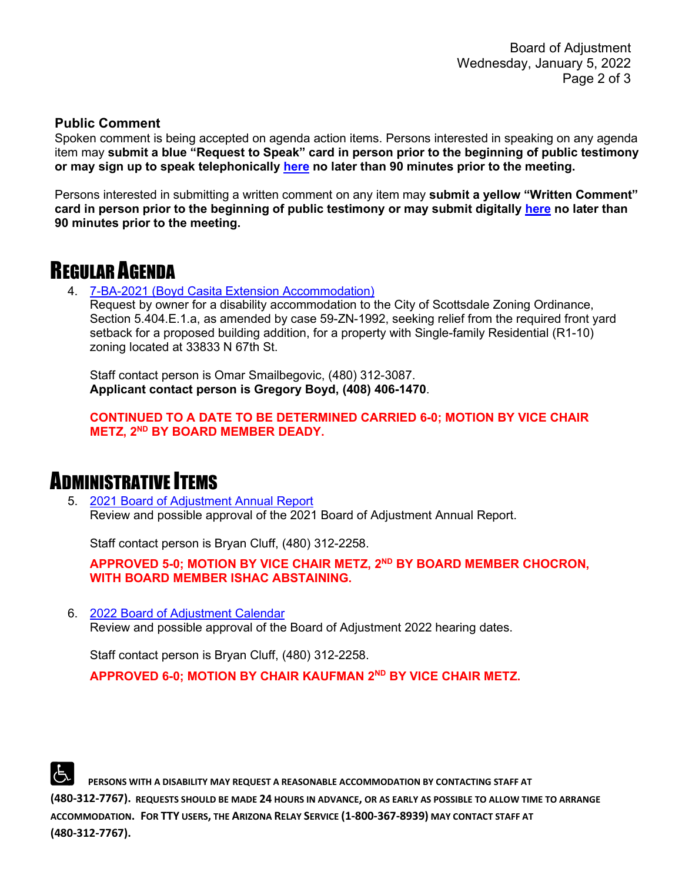**Public Comment**

Spoken comment is being accepted on agenda action items. Persons interested in speaking on any agenda item may **submit a blue "Request to Speak" card in person prior to the beginning of public testimony or may sign up to speak telephonically here no later than 90 minutes prior to the meeting.**

Persons interested in submitting a written comment on any item may **submit a yellow "Written Comment" card in person prior to the beginning of public testimony or may submit digitally here no later than 90 minutes prior to the meeting.**

# REGULAR AGENDA

4. 7-BA-2021 (Boyd Casita Extension Accommodation)
   Request by owner for a disability accommodation to the City of Scottsdale Zoning Ordinance, Section 5.404.E.1.a, as amended by case 59-ZN-1992, seeking relief from the required front yard setback for a proposed building addition, for a property with Single-family Residential (R1-10) zoning located at 33833 N 67th St.

   Staff contact person is Omar Smailbegovic, (480) 312-3087.
   **Applicant contact person is Gregory Boyd, (408) 406-1470**.

   **CONTINUED TO A DATE TO BE DETERMINED CARRIED 6-0; MOTION BY VICE CHAIR METZ, 2ND BY BOARD MEMBER DEADY.**

# ADMINISTRATIVE ITEMS

5. 2021 Board of Adjustment Annual Report
   Review and possible approval of the 2021 Board of Adjustment Annual Report.

   Staff contact person is Bryan Cluff, (480) 312-2258.

   **APPROVED 5-0; MOTION BY VICE CHAIR METZ, 2ND BY BOARD MEMBER CHOCRON, WITH BOARD MEMBER ISHAC ABSTAINING.**

6. 2022 Board of Adjustment Calendar
   Review and possible approval of the Board of Adjustment 2022 hearing dates.

   Staff contact person is Bryan Cluff, (480) 312-2258.

   **APPROVED 6-0; MOTION BY CHAIR KAUFMAN 2ND BY VICE CHAIR METZ.**

**PERSONS WITH A DISABILITY MAY REQUEST A REASONABLE ACCOMMODATION BY CONTACTING STAFF AT (480-312-7767). REQUESTS SHOULD BE MADE 24 HOURS IN ADVANCE, OR AS EARLY AS POSSIBLE TO ALLOW TIME TO ARRANGE ACCOMMODATION. FOR TTY USERS, THE ARIZONA RELAY SERVICE (1-800-367-8939) MAY CONTACT STAFF AT (480-312-7767).**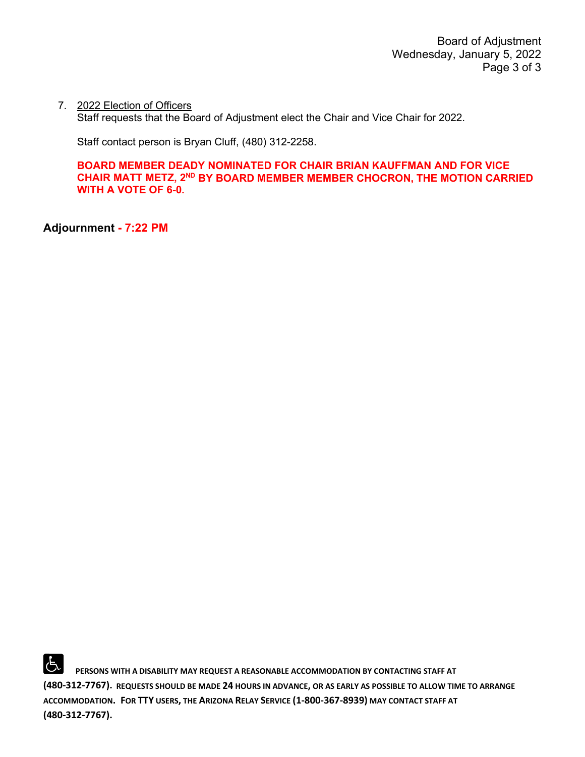7. 2022 Election of Officers
   Staff requests that the Board of Adjustment elect the Chair and Vice Chair for 2022.

   Staff contact person is Bryan Cluff, (480) 312-2258.

   **BOARD MEMBER DEADY NOMINATED FOR CHAIR BRIAN KAUFFMAN AND FOR VICE CHAIR MATT METZ, 2ND BY BOARD MEMBER MEMBER CHOCRON, THE MOTION CARRIED WITH A VOTE OF 6-0.**

**Adjournment - 7:22 PM**

**PERSONS WITH A DISABILITY MAY REQUEST A REASONABLE ACCOMMODATION BY CONTACTING STAFF AT (480-312-7767). REQUESTS SHOULD BE MADE 24 HOURS IN ADVANCE, OR AS EARLY AS POSSIBLE TO ALLOW TIME TO ARRANGE ACCOMMODATION. FOR TTY USERS, THE ARIZONA RELAY SERVICE (1-800-367-8939) MAY CONTACT STAFF AT (480-312-7767).**